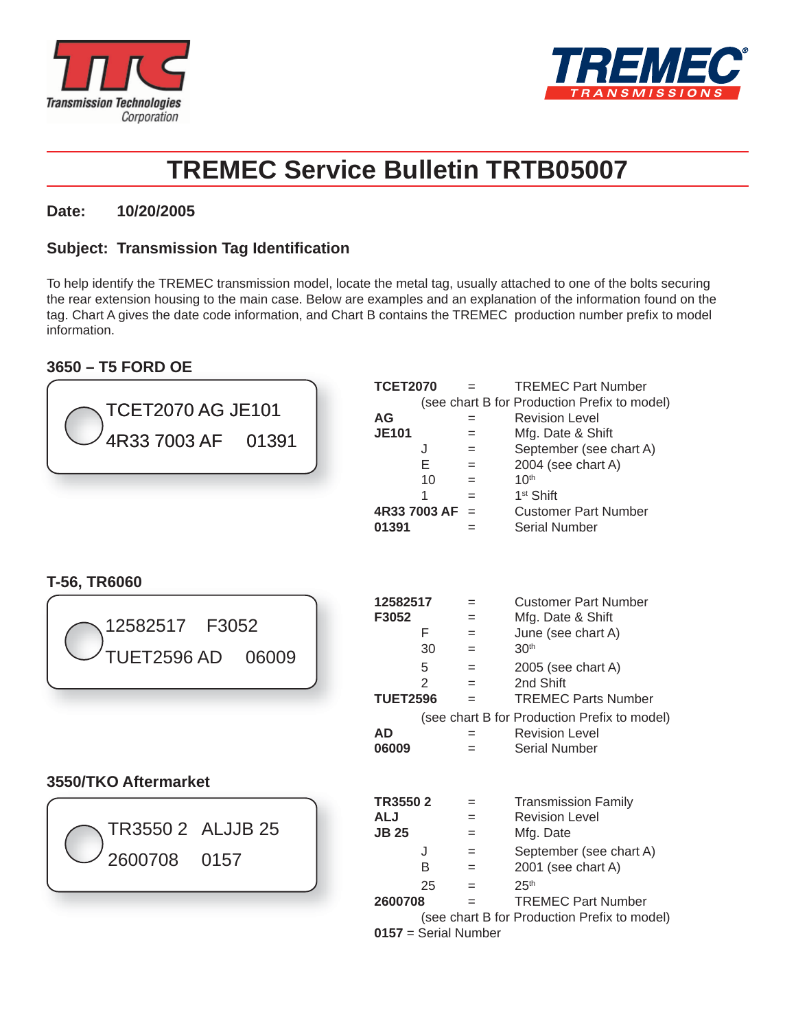Transmission Technologies Corporation

TREMEC TRANSMISSIONS

# TREMEC Service Bulletin TRTB05007

**Date:** **10/20/2005**

**Subject: Transmission Tag Identification**

To help identify the TREMEC transmission model, locate the metal tag, usually attached to one of the bolts securing the rear extension housing to the main case. Below are examples and an explanation of the information found on the tag. Chart A gives the date code information, and Chart B contains the TREMEC production number prefix to model information.

## 3650 – T5 FORD OE

```
TCET2070 AG JE101
4R33 7003 AF    01391
```

**TCET2070** = TREMEC Part Number
(see chart B for Production Prefix to model)
**AG** = Revision Level
**JE101** = Mfg. Date & Shift
- J = September (see chart A)
- E = 2004 (see chart A)
- 10 = 10th
- 1 = 1st Shift

**4R33 7003 AF** = Customer Part Number
**01391** = Serial Number

## T-56, TR6060

```
12582517   F3052
TUET2596 AD    06009
```

**12582517** = Customer Part Number
**F3052** = Mfg. Date & Shift
- F = June (see chart A)
- 30 = 30th
- 5 = 2005 (see chart A)
- 2 = 2nd Shift

**TUET2596** = TREMEC Parts Number
(see chart B for Production Prefix to model)
**AD** = Revision Level
**06009** = Serial Number

## 3550/TKO Aftermarket

```
TR3550 2  ALJJB 25
2600708    0157
```

**TR3550 2** = Transmission Family
**ALJ** = Revision Level
**JB 25** = Mfg. Date
- J = September (see chart A)
- B = 2001 (see chart A)
- 25 = 25th

**2600708** = TREMEC Part Number
(see chart B for Production Prefix to model)
**0157** = Serial Number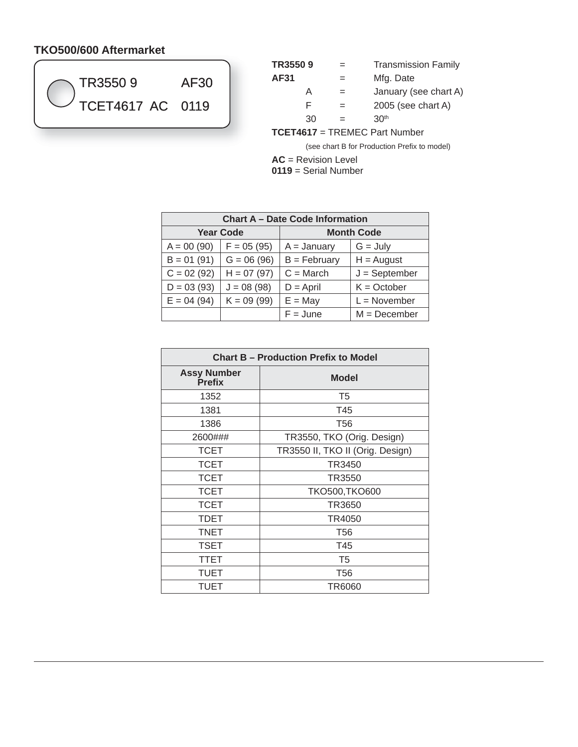## TKO500/600 Aftermarket

TR3550 9 AF30
TCET4617 AC 0119

**TR3550 9** = Transmission Family

**AF31** = Mfg. Date

- A = January (see chart A)
- F = 2005 (see chart A)
- 30 = 30th

**TCET4617** = TREMEC Part Number

(see chart B for Production Prefix to model)

**AC** = Revision Level

**0119** = Serial Number

| Chart A – Date Code Information | | | |
|---|---|---|---|
| Year Code | | Month Code | |
| A = 00 (90) | F = 05 (95) | A = January | G = July |
| B = 01 (91) | G = 06 (96) | B = February | H = August |
| C = 02 (92) | H = 07 (97) | C = March | J = September |
| D = 03 (93) | J = 08 (98) | D = April | K = October |
| E = 04 (94) | K = 09 (99) | E = May | L = November |
| | | F = June | M = December |

| Chart B – Production Prefix to Model | |
|---|---|
| Assy Number Prefix | Model |
| 1352 | T5 |
| 1381 | T45 |
| 1386 | T56 |
| 2600### | TR3550, TKO (Orig. Design) |
| TCET | TR3550 II, TKO II (Orig. Design) |
| TCET | TR3450 |
| TCET | TR3550 |
| TCET | TKO500,TKO600 |
| TCET | TR3650 |
| TDET | TR4050 |
| TNET | T56 |
| TSET | T45 |
| TTET | T5 |
| TUET | T56 |
| TUET | TR6060 |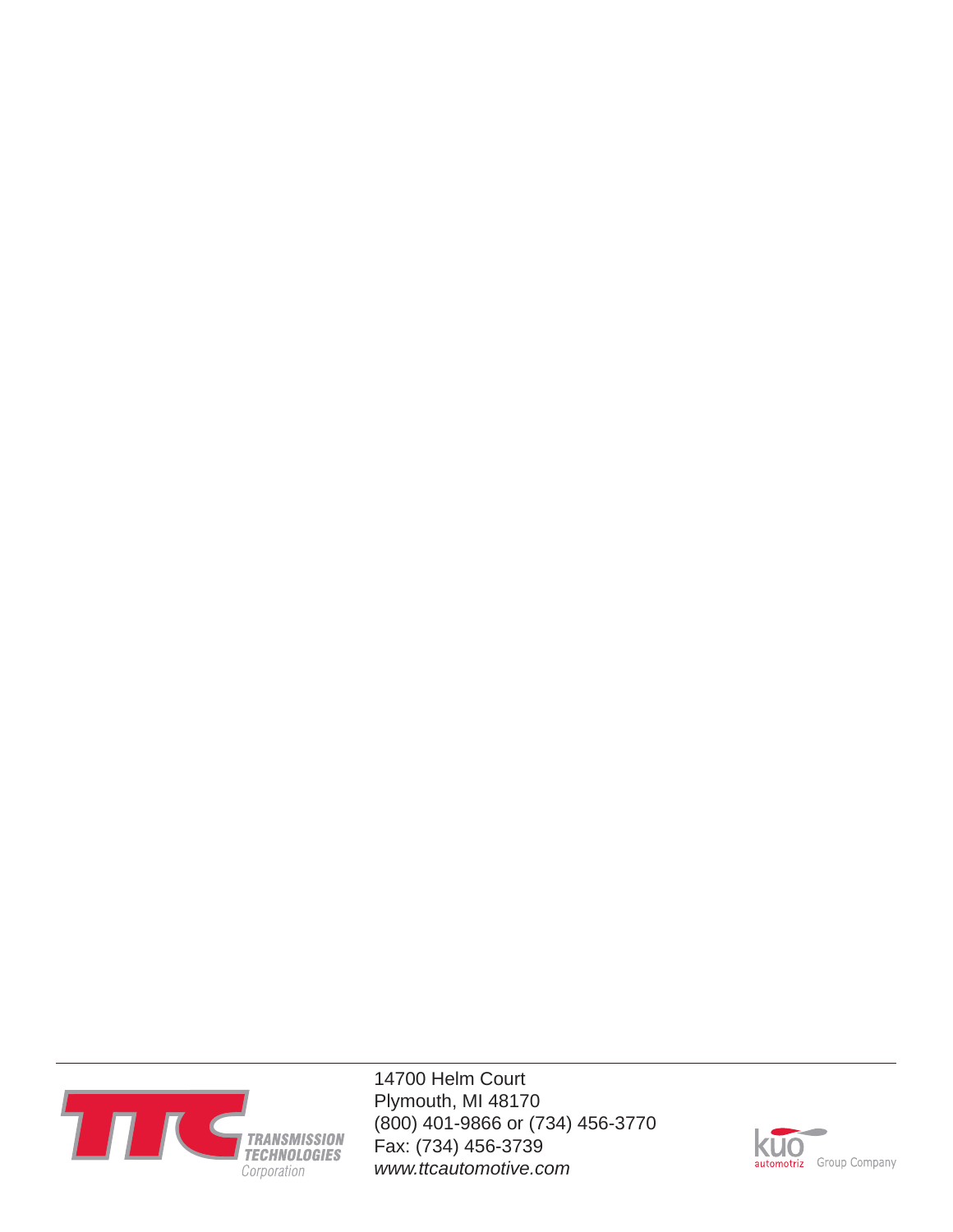TRANSMISSION TECHNOLOGIES Corporation

14700 Helm Court
Plymouth, MI 48170
(800) 401-9866 or (734) 456-3770
Fax: (734) 456-3739
*www.ttcautomotive.com*

kuo automotriz Group Company